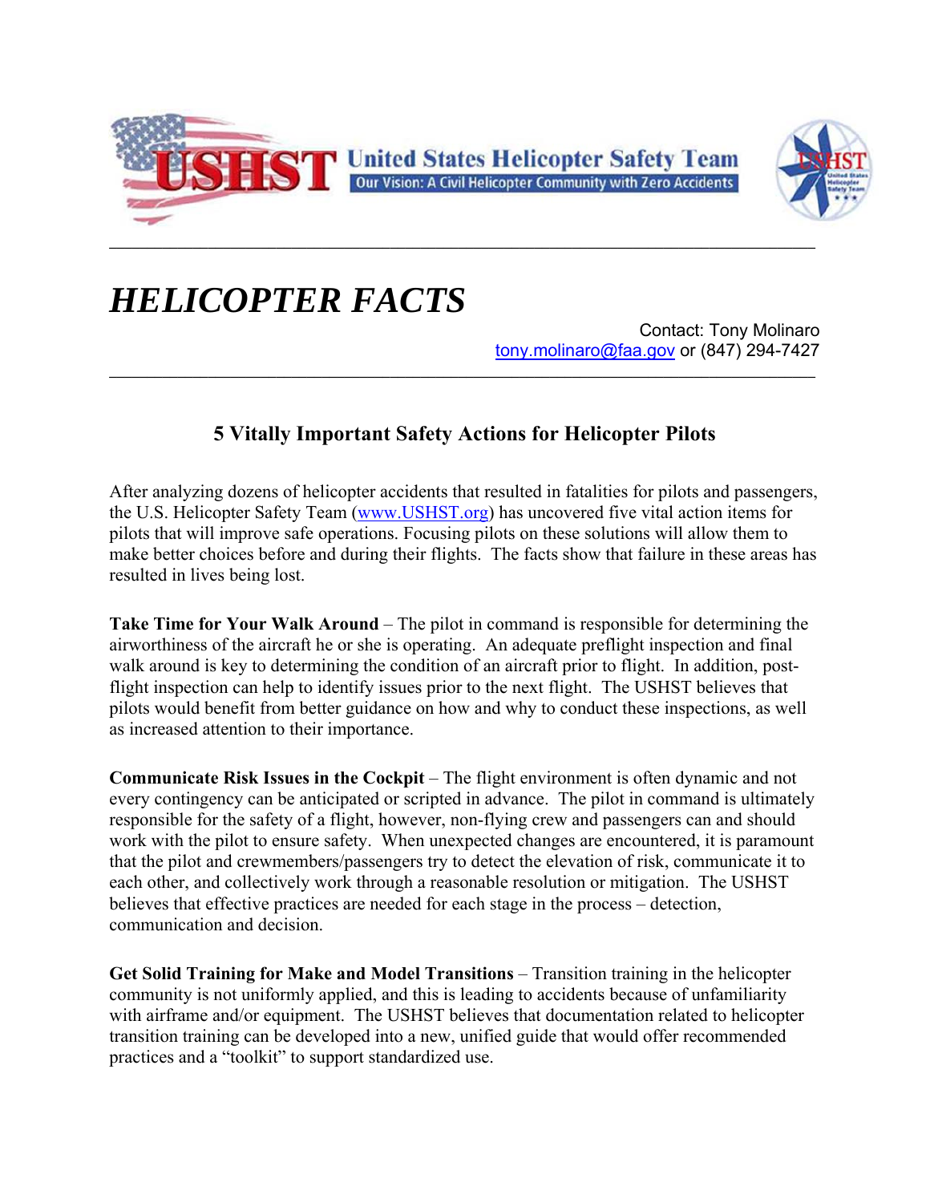United States Helicopter Safety Team

Our Vision: A Civil Helicopter Community with Zero Accidents

# *HELICOPTER FACTS*

Contact: Tony Molinaro
tony.molinaro@faa.gov or (847) 294-7427

## 5 Vitally Important Safety Actions for Helicopter Pilots

After analyzing dozens of helicopter accidents that resulted in fatalities for pilots and passengers, the U.S. Helicopter Safety Team (www.USHST.org) has uncovered five vital action items for pilots that will improve safe operations. Focusing pilots on these solutions will allow them to make better choices before and during their flights. The facts show that failure in these areas has resulted in lives being lost.

**Take Time for Your Walk Around** – The pilot in command is responsible for determining the airworthiness of the aircraft he or she is operating. An adequate preflight inspection and final walk around is key to determining the condition of an aircraft prior to flight. In addition, post-flight inspection can help to identify issues prior to the next flight. The USHST believes that pilots would benefit from better guidance on how and why to conduct these inspections, as well as increased attention to their importance.

**Communicate Risk Issues in the Cockpit** – The flight environment is often dynamic and not every contingency can be anticipated or scripted in advance. The pilot in command is ultimately responsible for the safety of a flight, however, non-flying crew and passengers can and should work with the pilot to ensure safety. When unexpected changes are encountered, it is paramount that the pilot and crewmembers/passengers try to detect the elevation of risk, communicate it to each other, and collectively work through a reasonable resolution or mitigation. The USHST believes that effective practices are needed for each stage in the process – detection, communication and decision.

**Get Solid Training for Make and Model Transitions** – Transition training in the helicopter community is not uniformly applied, and this is leading to accidents because of unfamiliarity with airframe and/or equipment. The USHST believes that documentation related to helicopter transition training can be developed into a new, unified guide that would offer recommended practices and a "toolkit" to support standardized use.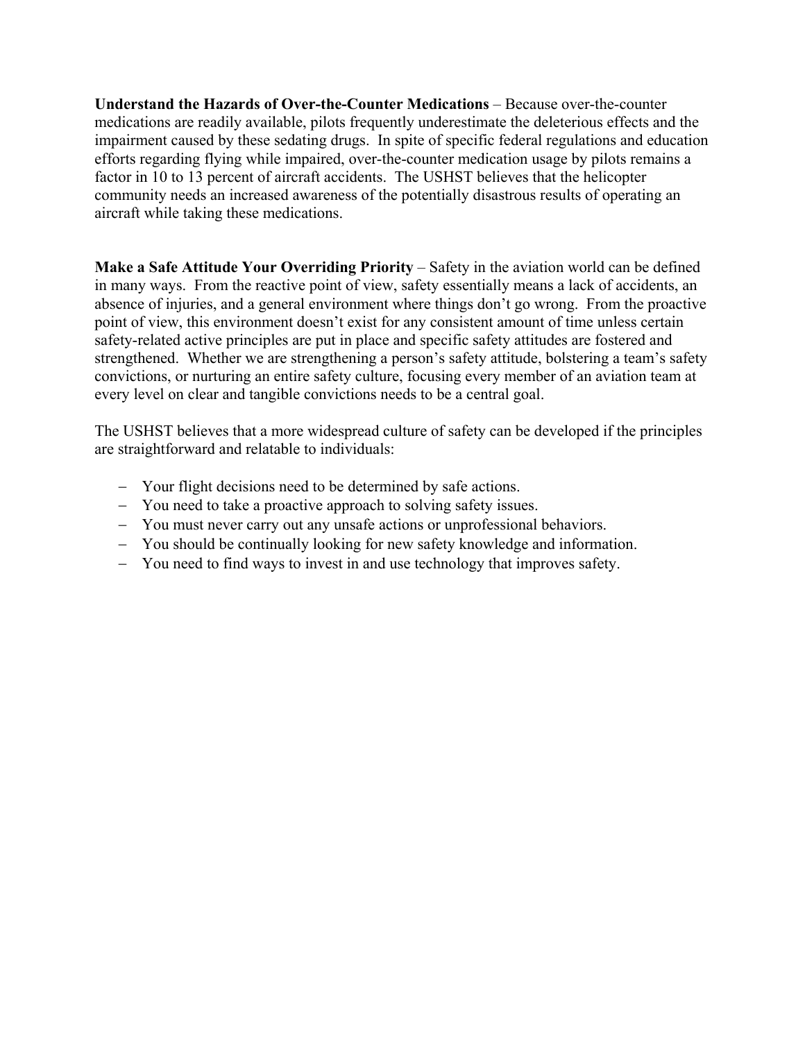**Understand the Hazards of Over-the-Counter Medications** – Because over-the-counter medications are readily available, pilots frequently underestimate the deleterious effects and the impairment caused by these sedating drugs. In spite of specific federal regulations and education efforts regarding flying while impaired, over-the-counter medication usage by pilots remains a factor in 10 to 13 percent of aircraft accidents. The USHST believes that the helicopter community needs an increased awareness of the potentially disastrous results of operating an aircraft while taking these medications.

**Make a Safe Attitude Your Overriding Priority** – Safety in the aviation world can be defined in many ways. From the reactive point of view, safety essentially means a lack of accidents, an absence of injuries, and a general environment where things don't go wrong. From the proactive point of view, this environment doesn't exist for any consistent amount of time unless certain safety-related active principles are put in place and specific safety attitudes are fostered and strengthened. Whether we are strengthening a person's safety attitude, bolstering a team's safety convictions, or nurturing an entire safety culture, focusing every member of an aviation team at every level on clear and tangible convictions needs to be a central goal.

The USHST believes that a more widespread culture of safety can be developed if the principles are straightforward and relatable to individuals:

- Your flight decisions need to be determined by safe actions.
- You need to take a proactive approach to solving safety issues.
- You must never carry out any unsafe actions or unprofessional behaviors.
- You should be continually looking for new safety knowledge and information.
- You need to find ways to invest in and use technology that improves safety.